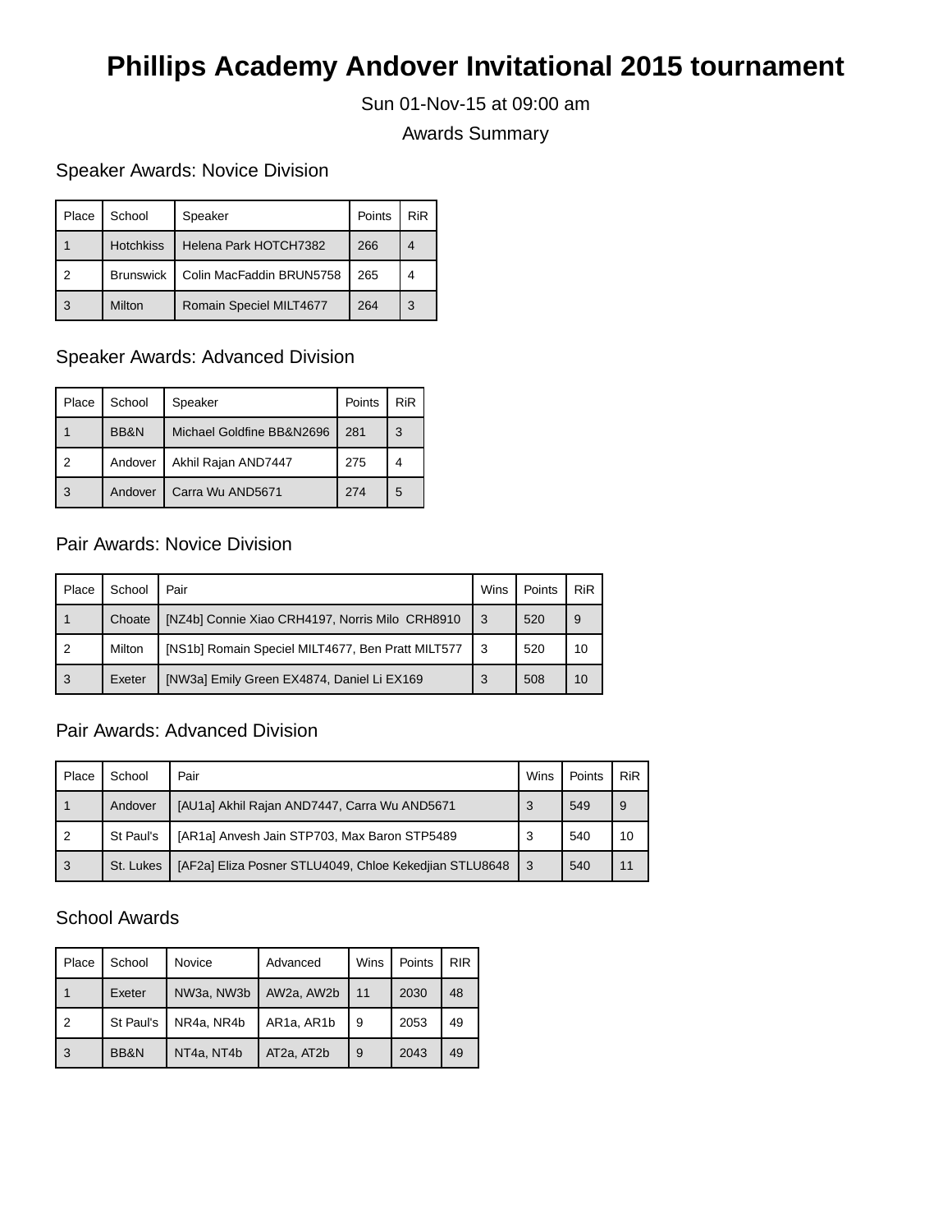# Phillips Academy Andover Invitational 2015 tournament

Sun 01-Nov-15 at 09:00 am

Awards Summary

## Speaker Awards: Novice Division

| Place | School | Speaker | Points | RiR |
| --- | --- | --- | --- | --- |
| 1 | Hotchkiss | Helena Park HOTCH7382 | 266 | 4 |
| 2 | Brunswick | Colin MacFaddin BRUN5758 | 265 | 4 |
| 3 | Milton | Romain Speciel MILT4677 | 264 | 3 |

## Speaker Awards: Advanced Division

| Place | School | Speaker | Points | RiR |
| --- | --- | --- | --- | --- |
| 1 | BB&N | Michael Goldfine BB&N2696 | 281 | 3 |
| 2 | Andover | Akhil Rajan AND7447 | 275 | 4 |
| 3 | Andover | Carra Wu AND5671 | 274 | 5 |

## Pair Awards: Novice Division

| Place | School | Pair | Wins | Points | RiR |
| --- | --- | --- | --- | --- | --- |
| 1 | Choate | [NZ4b] Connie Xiao CRH4197, Norris Milo CRH8910 | 3 | 520 | 9 |
| 2 | Milton | [NS1b] Romain Speciel MILT4677, Ben Pratt MILT577 | 3 | 520 | 10 |
| 3 | Exeter | [NW3a] Emily Green EX4874, Daniel Li EX169 | 3 | 508 | 10 |

## Pair Awards: Advanced Division

| Place | School | Pair | Wins | Points | RiR |
| --- | --- | --- | --- | --- | --- |
| 1 | Andover | [AU1a] Akhil Rajan AND7447, Carra Wu AND5671 | 3 | 549 | 9 |
| 2 | St Paul's | [AR1a] Anvesh Jain STP703, Max Baron STP5489 | 3 | 540 | 10 |
| 3 | St. Lukes | [AF2a] Eliza Posner STLU4049, Chloe Kekedjian STLU8648 | 3 | 540 | 11 |

## School Awards

| Place | School | Novice | Advanced | Wins | Points | RIR |
| --- | --- | --- | --- | --- | --- | --- |
| 1 | Exeter | NW3a, NW3b | AW2a, AW2b | 11 | 2030 | 48 |
| 2 | St Paul's | NR4a, NR4b | AR1a, AR1b | 9 | 2053 | 49 |
| 3 | BB&N | NT4a, NT4b | AT2a, AT2b | 9 | 2043 | 49 |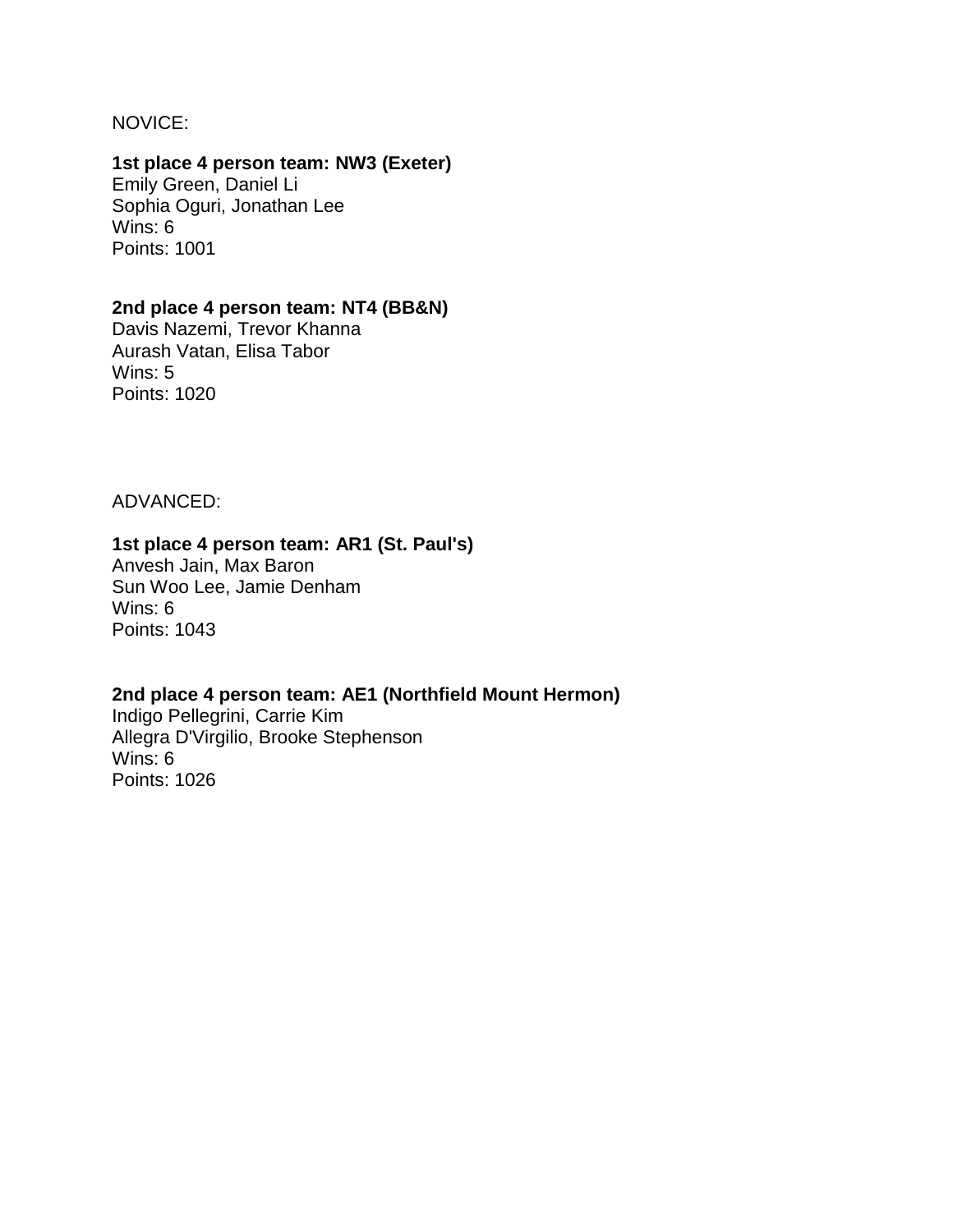NOVICE:

**1st place 4 person team: NW3 (Exeter)**
Emily Green, Daniel Li
Sophia Oguri, Jonathan Lee
Wins: 6
Points: 1001

**2nd place 4 person team: NT4 (BB&N)**
Davis Nazemi, Trevor Khanna
Aurash Vatan, Elisa Tabor
Wins: 5
Points: 1020

ADVANCED:

**1st place 4 person team: AR1 (St. Paul's)**
Anvesh Jain, Max Baron
Sun Woo Lee, Jamie Denham
Wins: 6
Points: 1043

**2nd place 4 person team: AE1 (Northfield Mount Hermon)**
Indigo Pellegrini, Carrie Kim
Allegra D'Virgilio, Brooke Stephenson
Wins: 6
Points: 1026